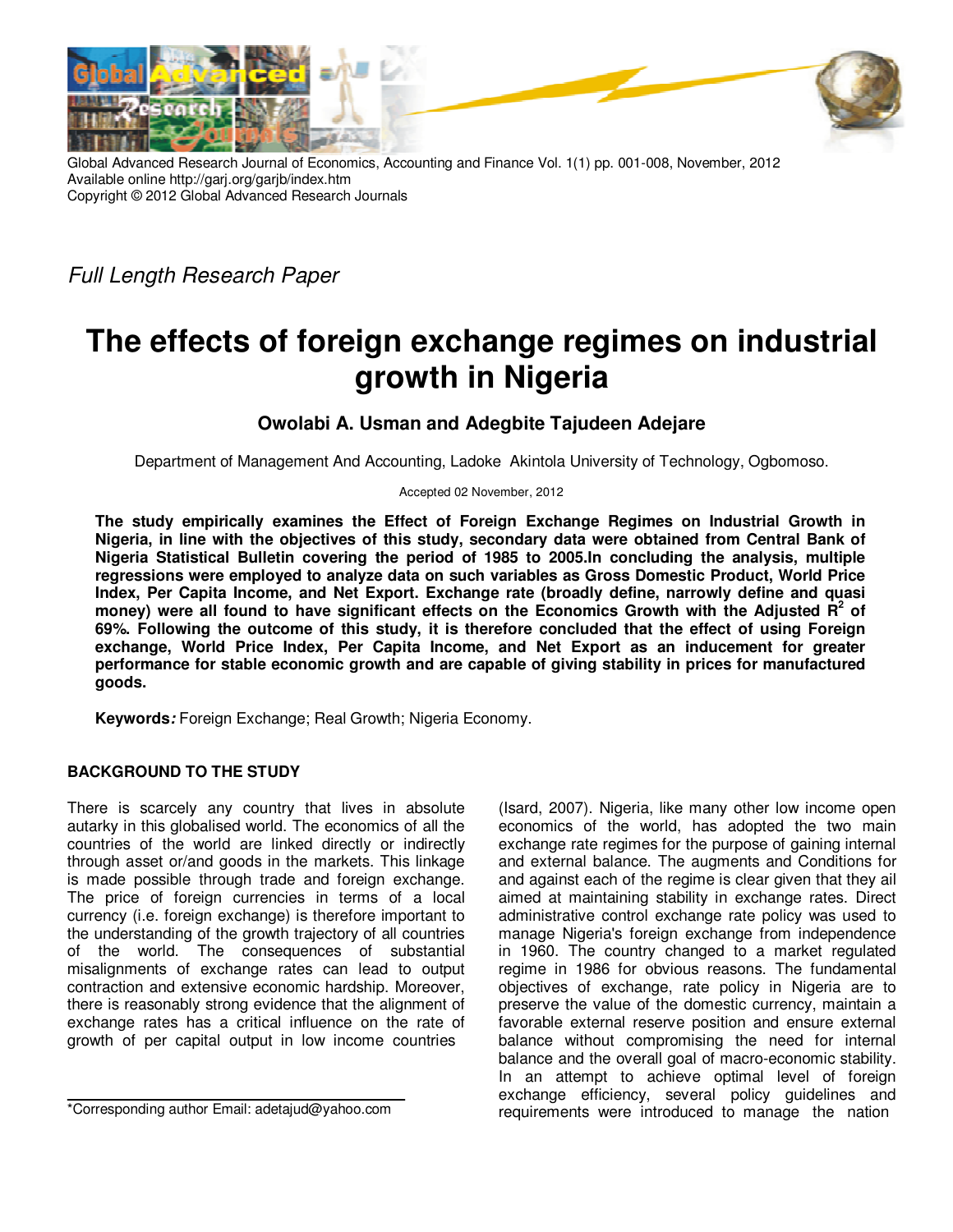Global Advanced Research Journal of Economics, Accounting and Finance Vol. 1(1) pp. 001-008, November, 2012
Available online http://garj.org/garjb/index.htm
Copyright © 2012 Global Advanced Research Journals

*Full Length Research Paper*

# The effects of foreign exchange regimes on industrial growth in Nigeria

**Owolabi A. Usman and Adegbite Tajudeen Adejare**

Department of Management And Accounting, Ladoke Akintola University of Technology, Ogbomoso.

Accepted 02 November, 2012

**The study empirically examines the Effect of Foreign Exchange Regimes on Industrial Growth in Nigeria, in line with the objectives of this study, secondary data were obtained from Central Bank of Nigeria Statistical Bulletin covering the period of 1985 to 2005.In concluding the analysis, multiple regressions were employed to analyze data on such variables as Gross Domestic Product, World Price Index, Per Capita Income, and Net Export. Exchange rate (broadly define, narrowly define and quasi money) were all found to have significant effects on the Economics Growth with the Adjusted $R^2$ of 69%. Following the outcome of this study, it is therefore concluded that the effect of using Foreign exchange, World Price Index, Per Capita Income, and Net Export as an inducement for greater performance for stable economic growth and are capable of giving stability in prices for manufactured goods.**

**Keywords*:*** Foreign Exchange; Real Growth; Nigeria Economy.

## BACKGROUND TO THE STUDY

There is scarcely any country that lives in absolute autarky in this globalised world. The economics of all the countries of the world are linked directly or indirectly through asset or/and goods in the markets. This linkage is made possible through trade and foreign exchange. The price of foreign currencies in terms of a local currency (i.e. foreign exchange) is therefore important to the understanding of the growth trajectory of all countries of the world. The consequences of substantial misalignments of exchange rates can lead to output contraction and extensive economic hardship. Moreover, there is reasonably strong evidence that the alignment of exchange rates has a critical influence on the rate of growth of per capital output in low income countries (Isard, 2007). Nigeria, like many other low income open economics of the world, has adopted the two main exchange rate regimes for the purpose of gaining internal and external balance. The augments and Conditions for and against each of the regime is clear given that they ail aimed at maintaining stability in exchange rates. Direct administrative control exchange rate policy was used to manage Nigeria's foreign exchange from independence in 1960. The country changed to a market regulated regime in 1986 for obvious reasons. The fundamental objectives of exchange, rate policy in Nigeria are to preserve the value of the domestic currency, maintain a favorable external reserve position and ensure external balance without compromising the need for internal balance and the overall goal of macro-economic stability. In an attempt to achieve optimal level of foreign exchange efficiency, several policy guidelines and requirements were introduced to manage the nation

*Corresponding author Email: adetajud@yahoo.com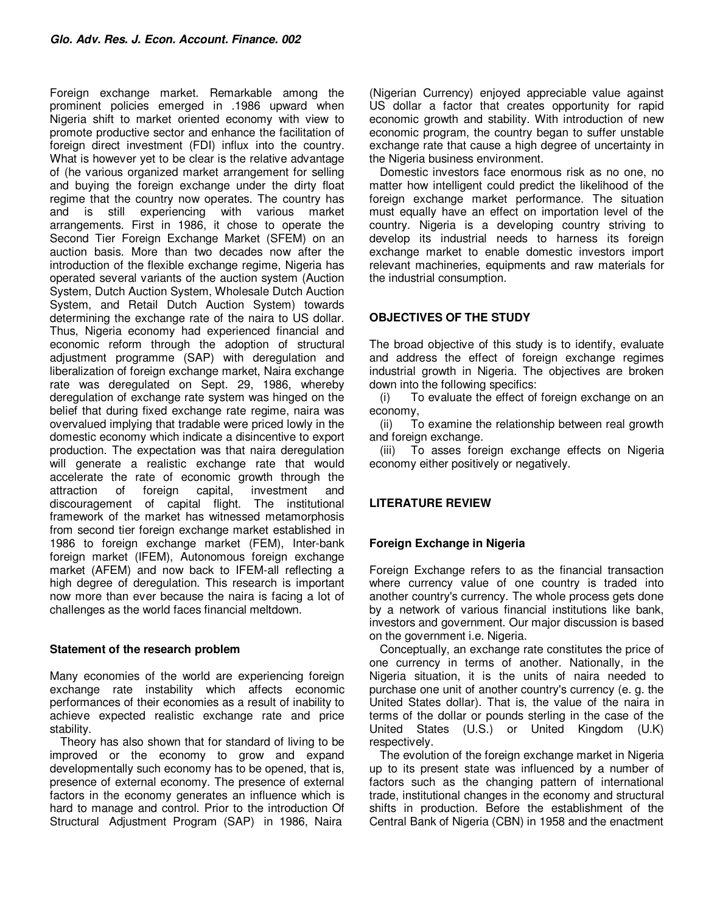Foreign exchange market. Remarkable among the prominent policies emerged in .1986 upward when Nigeria shift to market oriented economy with view to promote productive sector and enhance the facilitation of foreign direct investment (FDI) influx into the country. What is however yet to be clear is the relative advantage of (he various organized market arrangement for selling and buying the foreign exchange under the dirty float regime that the country now operates. The country has and is still experiencing with various market arrangements. First in 1986, it chose to operate the Second Tier Foreign Exchange Market (SFEM) on an auction basis. More than two decades now after the introduction of the flexible exchange regime, Nigeria has operated several variants of the auction system (Auction System, Dutch Auction System, Wholesale Dutch Auction System, and Retail Dutch Auction System) towards determining the exchange rate of the naira to US dollar. Thus, Nigeria economy had experienced financial and economic reform through the adoption of structural adjustment programme (SAP) with deregulation and liberalization of foreign exchange market, Naira exchange rate was deregulated on Sept. 29, 1986, whereby deregulation of exchange rate system was hinged on the belief that during fixed exchange rate regime, naira was overvalued implying that tradable were priced lowly in the domestic economy which indicate a disincentive to export production. The expectation was that naira deregulation will generate a realistic exchange rate that would accelerate the rate of economic growth through the attraction of foreign capital, investment and discouragement of capital flight. The institutional framework of the market has witnessed metamorphosis from second tier foreign exchange market established in 1986 to foreign exchange market (FEM), Inter-bank foreign market (IFEM), Autonomous foreign exchange market (AFEM) and now back to IFEM-all reflecting a high degree of deregulation. This research is important now more than ever because the naira is facing a lot of challenges as the world faces financial meltdown.

### Statement of the research problem

Many economies of the world are experiencing foreign exchange rate instability which affects economic performances of their economies as a result of inability to achieve expected realistic exchange rate and price stability.

Theory has also shown that for standard of living to be improved or the economy to grow and expand developmentally such economy has to be opened, that is, presence of external economy. The presence of external factors in the economy generates an influence which is hard to manage and control. Prior to the introduction Of Structural Adjustment Program (SAP) in 1986, Naira (Nigerian Currency) enjoyed appreciable value against US dollar a factor that creates opportunity for rapid economic growth and stability. With introduction of new economic program, the country began to suffer unstable exchange rate that cause a high degree of uncertainty in the Nigeria business environment.

Domestic investors face enormous risk as no one, no matter how intelligent could predict the likelihood of the foreign exchange market performance. The situation must equally have an effect on importation level of the country. Nigeria is a developing country striving to develop its industrial needs to harness its foreign exchange market to enable domestic investors import relevant machineries, equipments and raw materials for the industrial consumption.

## OBJECTIVES OF THE STUDY

The broad objective of this study is to identify, evaluate and address the effect of foreign exchange regimes industrial growth in Nigeria. The objectives are broken down into the following specifics:

(i) To evaluate the effect of foreign exchange on an economy,

(ii) To examine the relationship between real growth and foreign exchange.

(iii) To asses foreign exchange effects on Nigeria economy either positively or negatively.

## LITERATURE REVIEW

### Foreign Exchange in Nigeria

Foreign Exchange refers to as the financial transaction where currency value of one country is traded into another country's currency. The whole process gets done by a network of various financial institutions like bank, investors and government. Our major discussion is based on the government i.e. Nigeria.

Conceptually, an exchange rate constitutes the price of one currency in terms of another. Nationally, in the Nigeria situation, it is the units of naira needed to purchase one unit of another country's currency (e. g. the United States dollar). That is, the value of the naira in terms of the dollar or pounds sterling in the case of the United States (U.S.) or United Kingdom (U.K) respectively.

The evolution of the foreign exchange market in Nigeria up to its present state was influenced by a number of factors such as the changing pattern of international trade, institutional changes in the economy and structural shifts in production. Before the establishment of the Central Bank of Nigeria (CBN) in 1958 and the enactment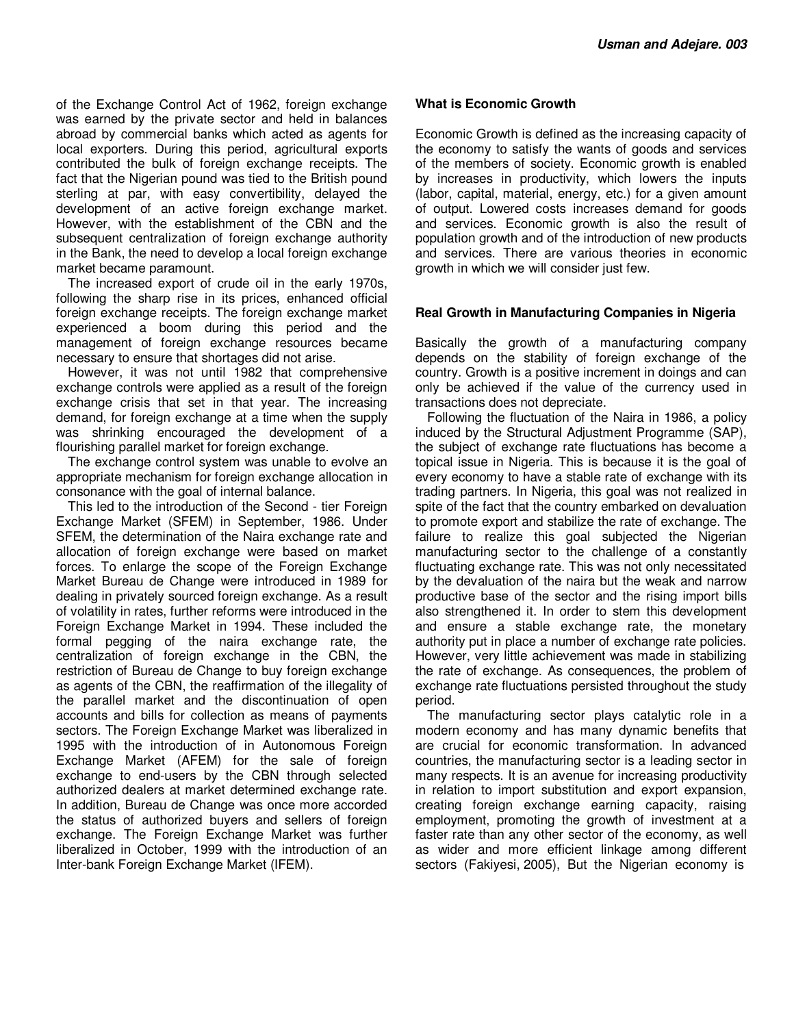of the Exchange Control Act of 1962, foreign exchange was earned by the private sector and held in balances abroad by commercial banks which acted as agents for local exporters. During this period, agricultural exports contributed the bulk of foreign exchange receipts. The fact that the Nigerian pound was tied to the British pound sterling at par, with easy convertibility, delayed the development of an active foreign exchange market. However, with the establishment of the CBN and the subsequent centralization of foreign exchange authority in the Bank, the need to develop a local foreign exchange market became paramount.

The increased export of crude oil in the early 1970s, following the sharp rise in its prices, enhanced official foreign exchange receipts. The foreign exchange market experienced a boom during this period and the management of foreign exchange resources became necessary to ensure that shortages did not arise.

However, it was not until 1982 that comprehensive exchange controls were applied as a result of the foreign exchange crisis that set in that year. The increasing demand, for foreign exchange at a time when the supply was shrinking encouraged the development of a flourishing parallel market for foreign exchange.

The exchange control system was unable to evolve an appropriate mechanism for foreign exchange allocation in consonance with the goal of internal balance.

This led to the introduction of the Second - tier Foreign Exchange Market (SFEM) in September, 1986. Under SFEM, the determination of the Naira exchange rate and allocation of foreign exchange were based on market forces. To enlarge the scope of the Foreign Exchange Market Bureau de Change were introduced in 1989 for dealing in privately sourced foreign exchange. As a result of volatility in rates, further reforms were introduced in the Foreign Exchange Market in 1994. These included the formal pegging of the naira exchange rate, the centralization of foreign exchange in the CBN, the restriction of Bureau de Change to buy foreign exchange as agents of the CBN, the reaffirmation of the illegality of the parallel market and the discontinuation of open accounts and bills for collection as means of payments sectors. The Foreign Exchange Market was liberalized in 1995 with the introduction of in Autonomous Foreign Exchange Market (AFEM) for the sale of foreign exchange to end-users by the CBN through selected authorized dealers at market determined exchange rate. In addition, Bureau de Change was once more accorded the status of authorized buyers and sellers of foreign exchange. The Foreign Exchange Market was further liberalized in October, 1999 with the introduction of an Inter-bank Foreign Exchange Market (IFEM).

## What is Economic Growth

Economic Growth is defined as the increasing capacity of the economy to satisfy the wants of goods and services of the members of society. Economic growth is enabled by increases in productivity, which lowers the inputs (labor, capital, material, energy, etc.) for a given amount of output. Lowered costs increases demand for goods and services. Economic growth is also the result of population growth and of the introduction of new products and services. There are various theories in economic growth in which we will consider just few.

## Real Growth in Manufacturing Companies in Nigeria

Basically the growth of a manufacturing company depends on the stability of foreign exchange of the country. Growth is a positive increment in doings and can only be achieved if the value of the currency used in transactions does not depreciate.

Following the fluctuation of the Naira in 1986, a policy induced by the Structural Adjustment Programme (SAP), the subject of exchange rate fluctuations has become a topical issue in Nigeria. This is because it is the goal of every economy to have a stable rate of exchange with its trading partners. In Nigeria, this goal was not realized in spite of the fact that the country embarked on devaluation to promote export and stabilize the rate of exchange. The failure to realize this goal subjected the Nigerian manufacturing sector to the challenge of a constantly fluctuating exchange rate. This was not only necessitated by the devaluation of the naira but the weak and narrow productive base of the sector and the rising import bills also strengthened it. In order to stem this development and ensure a stable exchange rate, the monetary authority put in place a number of exchange rate policies. However, very little achievement was made in stabilizing the rate of exchange. As consequences, the problem of exchange rate fluctuations persisted throughout the study period.

The manufacturing sector plays catalytic role in a modern economy and has many dynamic benefits that are crucial for economic transformation. In advanced countries, the manufacturing sector is a leading sector in many respects. It is an avenue for increasing productivity in relation to import substitution and export expansion, creating foreign exchange earning capacity, raising employment, promoting the growth of investment at a faster rate than any other sector of the economy, as well as wider and more efficient linkage among different sectors (Fakiyesi, 2005), But the Nigerian economy is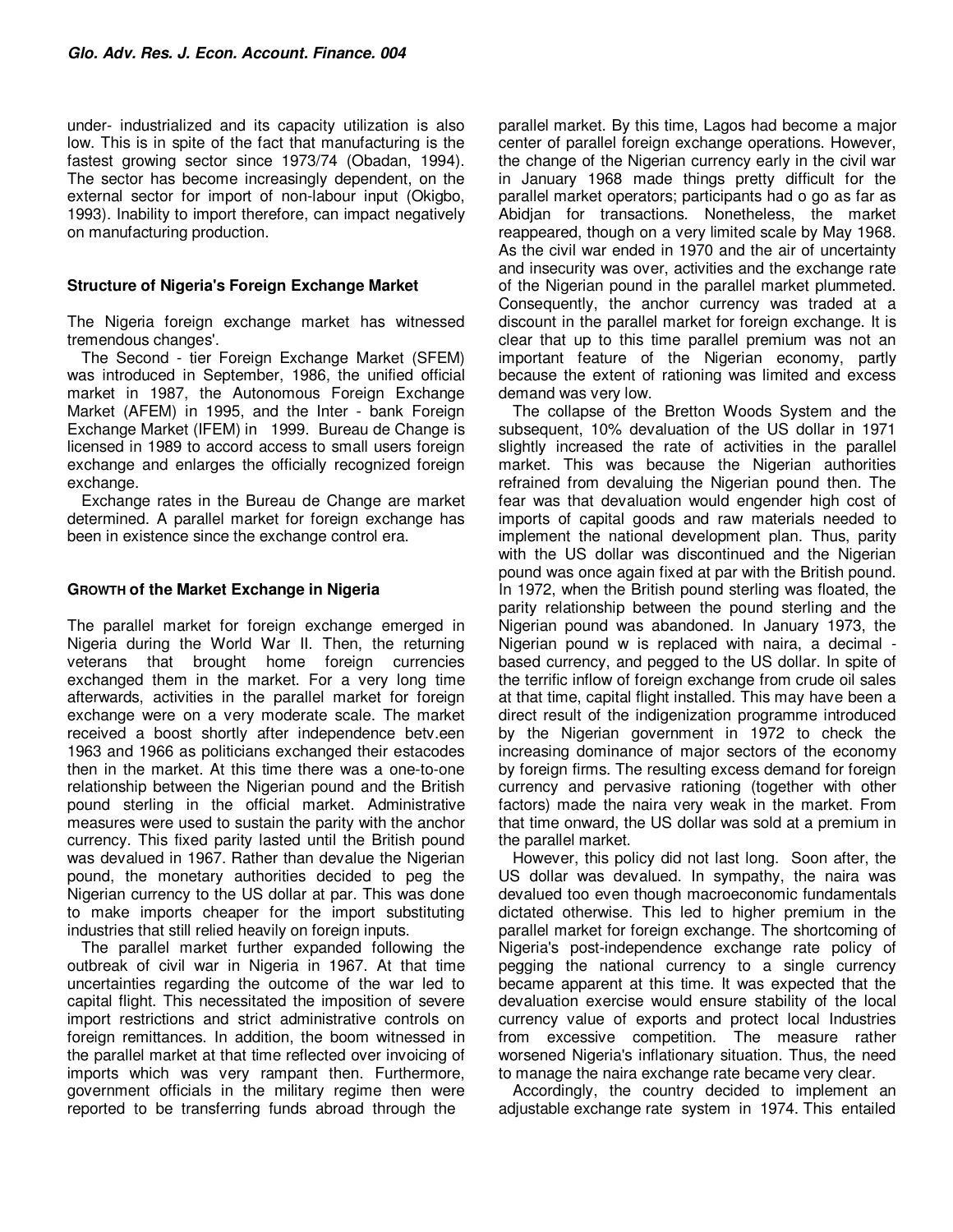under- industrialized and its capacity utilization is also low. This is in spite of the fact that manufacturing is the fastest growing sector since 1973/74 (Obadan, 1994). The sector has become increasingly dependent, on the external sector for import of non-labour input (Okigbo, 1993). Inability to import therefore, can impact negatively on manufacturing production.

### Structure of Nigeria's Foreign Exchange Market

The Nigeria foreign exchange market has witnessed tremendous changes'.

The Second - tier Foreign Exchange Market (SFEM) was introduced in September, 1986, the unified official market in 1987, the Autonomous Foreign Exchange Market (AFEM) in 1995, and the Inter - bank Foreign Exchange Market (IFEM) in 1999. Bureau de Change is licensed in 1989 to accord access to small users foreign exchange and enlarges the officially recognized foreign exchange.

Exchange rates in the Bureau de Change are market determined. A parallel market for foreign exchange has been in existence since the exchange control era.

### GROWTH of the Market Exchange in Nigeria

The parallel market for foreign exchange emerged in Nigeria during the World War II. Then, the returning veterans that brought home foreign currencies exchanged them in the market. For a very long time afterwards, activities in the parallel market for foreign exchange were on a very moderate scale. The market received a boost shortly after independence betv.een 1963 and 1966 as politicians exchanged their estacodes then in the market. At this time there was a one-to-one relationship between the Nigerian pound and the British pound sterling in the official market. Administrative measures were used to sustain the parity with the anchor currency. This fixed parity lasted until the British pound was devalued in 1967. Rather than devalue the Nigerian pound, the monetary authorities decided to peg the Nigerian currency to the US dollar at par. This was done to make imports cheaper for the import substituting industries that still relied heavily on foreign inputs.

The parallel market further expanded following the outbreak of civil war in Nigeria in 1967. At that time uncertainties regarding the outcome of the war led to capital flight. This necessitated the imposition of severe import restrictions and strict administrative controls on foreign remittances. In addition, the boom witnessed in the parallel market at that time reflected over invoicing of imports which was very rampant then. Furthermore, government officials in the military regime then were reported to be transferring funds abroad through the parallel market. By this time, Lagos had become a major center of parallel foreign exchange operations. However, the change of the Nigerian currency early in the civil war in January 1968 made things pretty difficult for the parallel market operators; participants had o go as far as Abidjan for transactions. Nonetheless, the market reappeared, though on a very limited scale by May 1968. As the civil war ended in 1970 and the air of uncertainty and insecurity was over, activities and the exchange rate of the Nigerian pound in the parallel market plummeted. Consequently, the anchor currency was traded at a discount in the parallel market for foreign exchange. It is clear that up to this time parallel premium was not an important feature of the Nigerian economy, partly because the extent of rationing was limited and excess demand was very low.

The collapse of the Bretton Woods System and the subsequent, 10% devaluation of the US dollar in 1971 slightly increased the rate of activities in the parallel market. This was because the Nigerian authorities refrained from devaluing the Nigerian pound then. The fear was that devaluation would engender high cost of imports of capital goods and raw materials needed to implement the national development plan. Thus, parity with the US dollar was discontinued and the Nigerian pound was once again fixed at par with the British pound. In 1972, when the British pound sterling was floated, the parity relationship between the pound sterling and the Nigerian pound was abandoned. In January 1973, the Nigerian pound w is replaced with naira, a decimal - based currency, and pegged to the US dollar. In spite of the terrific inflow of foreign exchange from crude oil sales at that time, capital flight installed. This may have been a direct result of the indigenization programme introduced by the Nigerian government in 1972 to check the increasing dominance of major sectors of the economy by foreign firms. The resulting excess demand for foreign currency and pervasive rationing (together with other factors) made the naira very weak in the market. From that time onward, the US dollar was sold at a premium in the parallel market.

However, this policy did not last long. Soon after, the US dollar was devalued. In sympathy, the naira was devalued too even though macroeconomic fundamentals dictated otherwise. This led to higher premium in the parallel market for foreign exchange. The shortcoming of Nigeria's post-independence exchange rate policy of pegging the national currency to a single currency became apparent at this time. It was expected that the devaluation exercise would ensure stability of the local currency value of exports and protect local Industries from excessive competition. The measure rather worsened Nigeria's inflationary situation. Thus, the need to manage the naira exchange rate became very clear.

Accordingly, the country decided to implement an adjustable exchange rate system in 1974. This entailed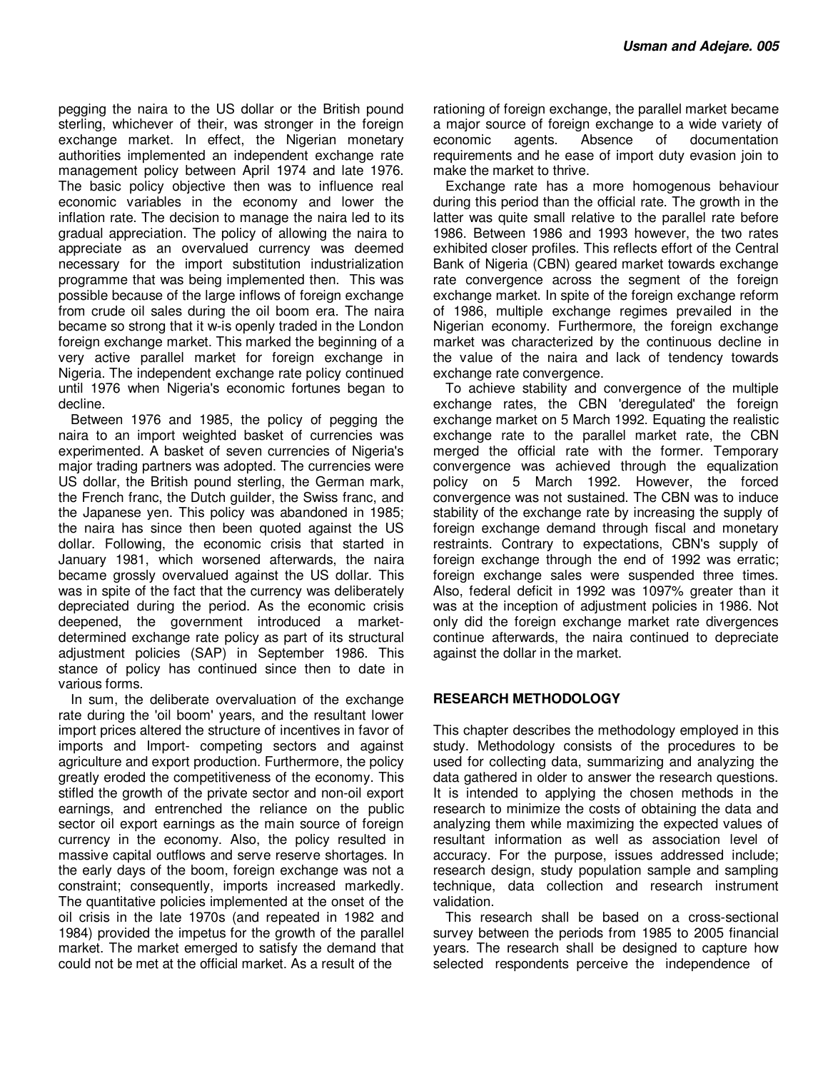pegging the naira to the US dollar or the British pound sterling, whichever of their, was stronger in the foreign exchange market. In effect, the Nigerian monetary authorities implemented an independent exchange rate management policy between April 1974 and late 1976. The basic policy objective then was to influence real economic variables in the economy and lower the inflation rate. The decision to manage the naira led to its gradual appreciation. The policy of allowing the naira to appreciate as an overvalued currency was deemed necessary for the import substitution industrialization programme that was being implemented then. This was possible because of the large inflows of foreign exchange from crude oil sales during the oil boom era. The naira became so strong that it w-is openly traded in the London foreign exchange market. This marked the beginning of a very active parallel market for foreign exchange in Nigeria. The independent exchange rate policy continued until 1976 when Nigeria's economic fortunes began to decline.

Between 1976 and 1985, the policy of pegging the naira to an import weighted basket of currencies was experimented. A basket of seven currencies of Nigeria's major trading partners was adopted. The currencies were US dollar, the British pound sterling, the German mark, the French franc, the Dutch guilder, the Swiss franc, and the Japanese yen. This policy was abandoned in 1985; the naira has since then been quoted against the US dollar. Following, the economic crisis that started in January 1981, which worsened afterwards, the naira became grossly overvalued against the US dollar. This was in spite of the fact that the currency was deliberately depreciated during the period. As the economic crisis deepened, the government introduced a market-determined exchange rate policy as part of its structural adjustment policies (SAP) in September 1986. This stance of policy has continued since then to date in various forms.

In sum, the deliberate overvaluation of the exchange rate during the 'oil boom' years, and the resultant lower import prices altered the structure of incentives in favor of imports and Import- competing sectors and against agriculture and export production. Furthermore, the policy greatly eroded the competitiveness of the economy. This stifled the growth of the private sector and non-oil export earnings, and entrenched the reliance on the public sector oil export earnings as the main source of foreign currency in the economy. Also, the policy resulted in massive capital outflows and serve reserve shortages. In the early days of the boom, foreign exchange was not a constraint; consequently, imports increased markedly. The quantitative policies implemented at the onset of the oil crisis in the late 1970s (and repeated in 1982 and 1984) provided the impetus for the growth of the parallel market. The market emerged to satisfy the demand that could not be met at the official market. As a result of the rationing of foreign exchange, the parallel market became a major source of foreign exchange to a wide variety of economic agents. Absence of documentation requirements and he ease of import duty evasion join to make the market to thrive.

Exchange rate has a more homogenous behaviour during this period than the official rate. The growth in the latter was quite small relative to the parallel rate before 1986. Between 1986 and 1993 however, the two rates exhibited closer profiles. This reflects effort of the Central Bank of Nigeria (CBN) geared market towards exchange rate convergence across the segment of the foreign exchange market. In spite of the foreign exchange reform of 1986, multiple exchange regimes prevailed in the Nigerian economy. Furthermore, the foreign exchange market was characterized by the continuous decline in the value of the naira and lack of tendency towards exchange rate convergence.

To achieve stability and convergence of the multiple exchange rates, the CBN 'deregulated' the foreign exchange market on 5 March 1992. Equating the realistic exchange rate to the parallel market rate, the CBN merged the official rate with the former. Temporary convergence was achieved through the equalization policy on 5 March 1992. However, the forced convergence was not sustained. The CBN was to induce stability of the exchange rate by increasing the supply of foreign exchange demand through fiscal and monetary restraints. Contrary to expectations, CBN's supply of foreign exchange through the end of 1992 was erratic; foreign exchange sales were suspended three times. Also, federal deficit in 1992 was 1097% greater than it was at the inception of adjustment policies in 1986. Not only did the foreign exchange market rate divergences continue afterwards, the naira continued to depreciate against the dollar in the market.

## RESEARCH METHODOLOGY

This chapter describes the methodology employed in this study. Methodology consists of the procedures to be used for collecting data, summarizing and analyzing the data gathered in older to answer the research questions. It is intended to applying the chosen methods in the research to minimize the costs of obtaining the data and analyzing them while maximizing the expected values of resultant information as well as association level of accuracy. For the purpose, issues addressed include; research design, study population sample and sampling technique, data collection and research instrument validation.

This research shall be based on a cross-sectional survey between the periods from 1985 to 2005 financial years. The research shall be designed to capture how selected respondents perceive the independence of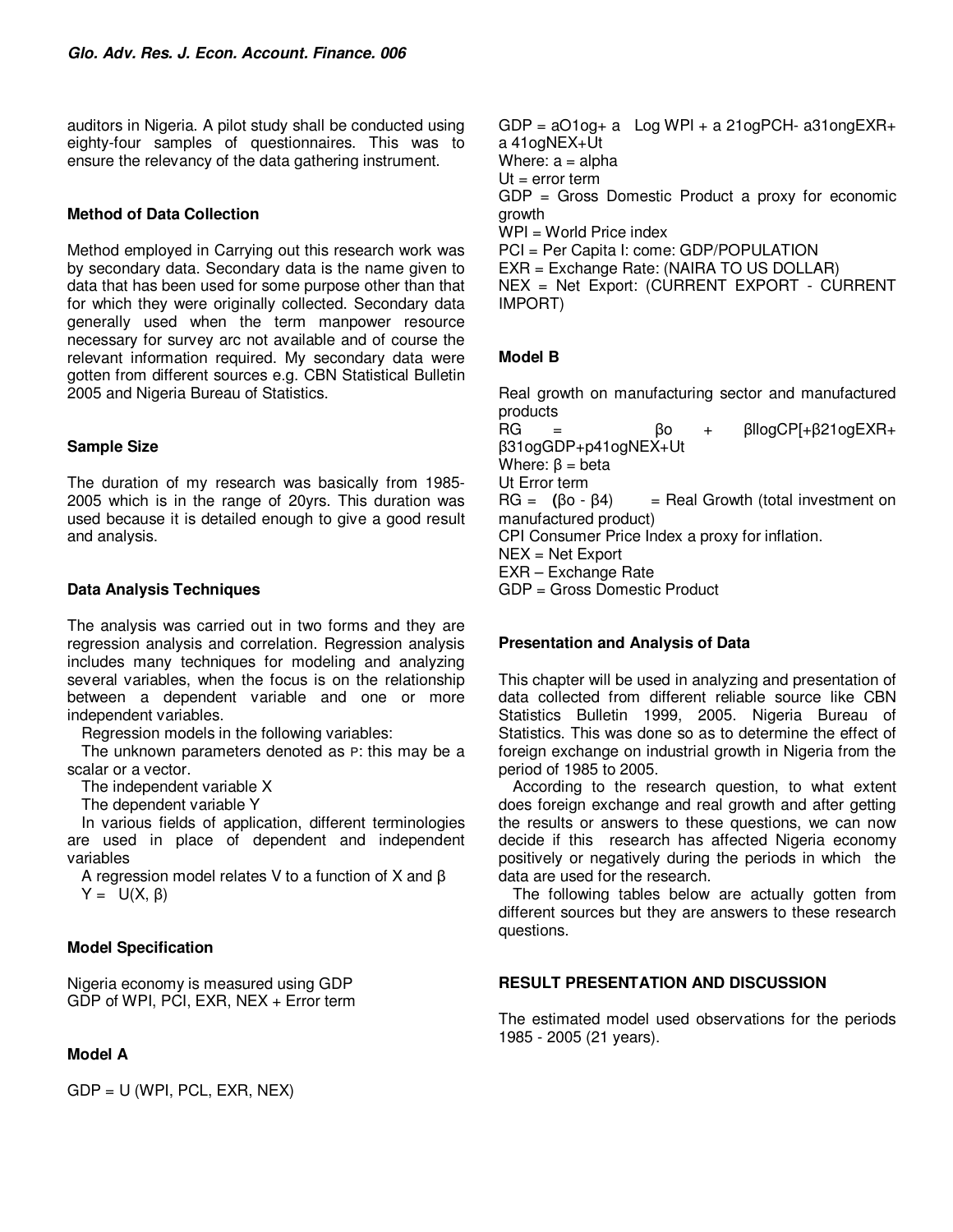auditors in Nigeria. A pilot study shall be conducted using eighty-four samples of questionnaires. This was to ensure the relevancy of the data gathering instrument.

### Method of Data Collection

Method employed in Carrying out this research work was by secondary data. Secondary data is the name given to data that has been used for some purpose other than that for which they were originally collected. Secondary data generally used when the term manpower resource necessary for survey arc not available and of course the relevant information required. My secondary data were gotten from different sources e.g. CBN Statistical Bulletin 2005 and Nigeria Bureau of Statistics.

### Sample Size

The duration of my research was basically from 1985-2005 which is in the range of 20yrs. This duration was used because it is detailed enough to give a good result and analysis.

### Data Analysis Techniques

The analysis was carried out in two forms and they are regression analysis and correlation. Regression analysis includes many techniques for modeling and analyzing several variables, when the focus is on the relationship between a dependent variable and one or more independent variables.

Regression models in the following variables:

The unknown parameters denoted as P: this may be a scalar or a vector.

The independent variable X

The dependent variable Y

In various fields of application, different terminologies are used in place of dependent and independent variables

A regression model relates V to a function of X and β

$Y = U(X, \beta)$

### Model Specification

Nigeria economy is measured using GDP
GDP of WPI, PCI, EXR, NEX + Error term

### Model A

GDP = U (WPI, PCL, EXR, NEX)

GDP = aO1og+ a Log WPI + a 21ogPCH- a31ongEXR+ a 41ogNEX+Ut
Where: a = alpha
Ut = error term
GDP = Gross Domestic Product a proxy for economic growth
WPI = World Price index
PCI = Per Capita I: come: GDP/POPULATION
EXR = Exchange Rate: (NAIRA TO US DOLLAR)
NEX = Net Export: (CURRENT EXPORT - CURRENT IMPORT)

### Model B

Real growth on manufacturing sector and manufactured products
RG = βo + βllogCP[+β21ogEXR+ β31ogGDP+p41ogNEX+Ut
Where: β = beta
Ut Error term
RG = (βo - β4) = Real Growth (total investment on manufactured product)
CPI Consumer Price Index a proxy for inflation.
NEX = Net Export
EXR – Exchange Rate
GDP = Gross Domestic Product

### Presentation and Analysis of Data

This chapter will be used in analyzing and presentation of data collected from different reliable source like CBN Statistics Bulletin 1999, 2005. Nigeria Bureau of Statistics. This was done so as to determine the effect of foreign exchange on industrial growth in Nigeria from the period of 1985 to 2005.

According to the research question, to what extent does foreign exchange and real growth and after getting the results or answers to these questions, we can now decide if this research has affected Nigeria economy positively or negatively during the periods in which the data are used for the research.

The following tables below are actually gotten from different sources but they are answers to these research questions.

### RESULT PRESENTATION AND DISCUSSION

The estimated model used observations for the periods 1985 - 2005 (21 years).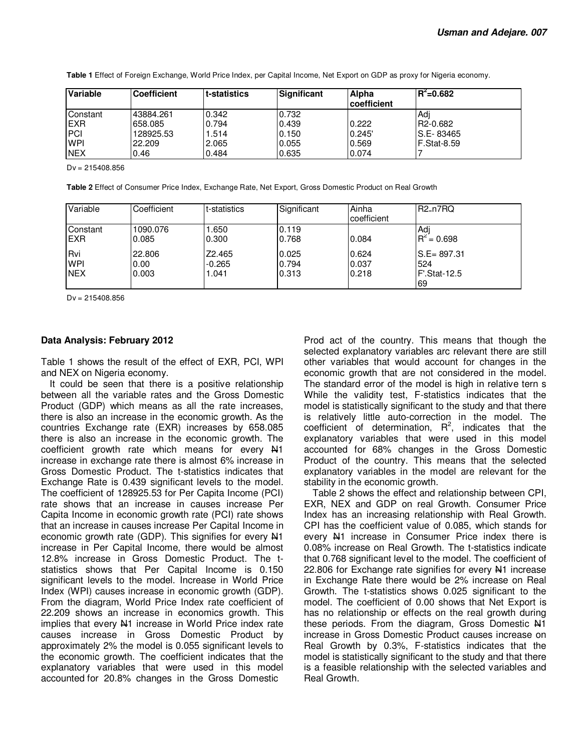**Table 1** Effect of Foreign Exchange, World Price Index, per Capital Income, Net Export on GDP as proxy for Nigeria economy.

| Variable | Coefficient | t-statistics | Significant | Alpha coefficient | $R^2$=0.682 |
|---|---|---|---|---|---|
| Constant | 43884.261 | 0.342 | 0.732 | | Adj |
| EXR | 658.085 | 0.794 | 0.439 | 0.222 | R2-0.682 |
| PCI | 128925.53 | 1.514 | 0.150 | 0.245' | S.E- 83465 |
| WPI | 22.209 | 2.065 | 0.055 | 0.569 | F.Stat-8.59 |
| NEX | 0.46 | 0.484 | 0.635 | 0.074 | 7 |

Dv = 215408.856

**Table 2** Effect of Consumer Price Index, Exchange Rate, Net Export, Gross Domestic Product on Real Growth

| Variable | Coefficient | t-statistics | Significant | Ainha coefficient | R2=n7RQ |
|---|---|---|---|---|---|
| Constant | 1090.076 | 1.650 | 0.119 | | Adj |
| EXR | 0.085 | 0.300 | 0.768 | 0.084 | $R^2$ = 0.698 |
| Rvi | 22.806 | Z2.465 | 0.025 | 0.624 | S.E= 897.31 |
| WPI | 0.00 | -0.265 | 0.794 | 0.037 | 524 |
| NEX | 0.003 | 1.041 | 0.313 | 0.218 | F'.Stat-12.5 69 |

Dv = 215408.856

### Data Analysis: February 2012

Table 1 shows the result of the effect of EXR, PCI, WPI and NEX on Nigeria economy.

It could be seen that there is a positive relationship between all the variable rates and the Gross Domestic Product (GDP) which means as all the rate increases, there is also an increase in the economic growth. As the countries Exchange rate (EXR) increases by 658.085 there is also an increase in the economic growth. The coefficient growth rate which means for every ₦1 increase in exchange rate there is almost 6% increase in Gross Domestic Product. The t-statistics indicates that Exchange Rate is 0.439 significant levels to the model. The coefficient of 128925.53 for Per Capita Income (PCI) rate shows that an increase in causes increase Per Capita Income in economic growth rate (PCI) rate shows that an increase in causes increase Per Capital Income in economic growth rate (GDP). This signifies for every ₦1 increase in Per Capital Income, there would be almost 12.8% increase in Gross Domestic Product. The t-statistics shows that Per Capital Income is 0.150 significant levels to the model. Increase in World Price Index (WPI) causes increase in economic growth (GDP). From the diagram, World Price Index rate coefficient of 22.209 shows an increase in economics growth. This implies that every ₦1 increase in World Price index rate causes increase in Gross Domestic Product by approximately 2% the model is 0.055 significant levels to the economic growth. The coefficient indicates that the explanatory variables that were used in this model accounted for 20.8% changes in the Gross Domestic Prod act of the country. This means that though the selected explanatory variables arc relevant there are still other variables that would account for changes in the economic growth that are not considered in the model. The standard error of the model is high in relative tern s While the validity test, F-statistics indicates that the model is statistically significant to the study and that there is relatively little auto-correction in the model. The coefficient of determination, $R^2$, indicates that the explanatory variables that were used in this model accounted for 68% changes in the Gross Domestic Product of the country. This means that the selected explanatory variables in the model are relevant for the stability in the economic growth.

Table 2 shows the effect and relationship between CPI, EXR, NEX and GDP on real Growth. Consumer Price Index has an increasing relationship with Real Growth. CPI has the coefficient value of 0.085, which stands for every ₦1 increase in Consumer Price index there is 0.08% increase on Real Growth. The t-statistics indicate that 0.768 significant level to the model. The coefficient of 22.806 for Exchange rate signifies for every ₦1 increase in Exchange Rate there would be 2% increase on Real Growth. The t-statistics shows 0.025 significant to the model. The coefficient of 0.00 shows that Net Export is has no relationship or effects on the real growth during these periods. From the diagram, Gross Domestic ₦1 increase in Gross Domestic Product causes increase on Real Growth by 0.3%, F-statistics indicates that the model is statistically significant to the study and that there is a feasible relationship with the selected variables and Real Growth.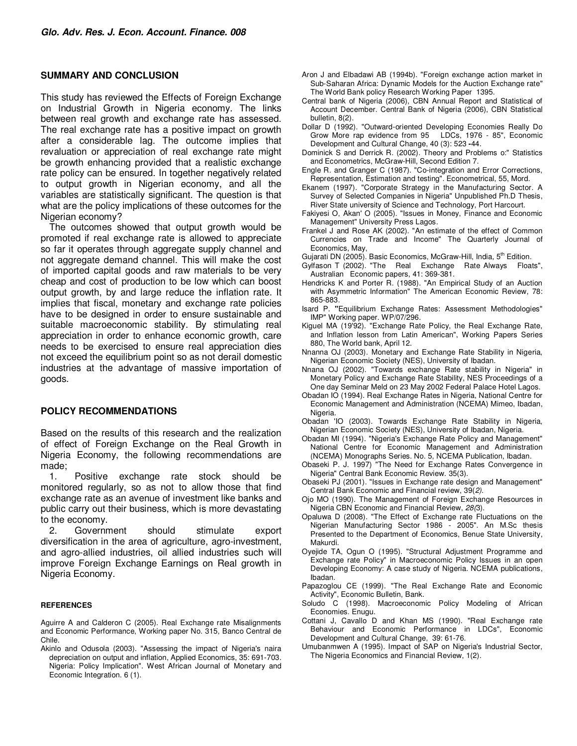## SUMMARY AND CONCLUSION

This study has reviewed the Effects of Foreign Exchange on Industrial Growth in Nigeria economy. The links between real growth and exchange rate has assessed. The real exchange rate has a positive impact on growth after a considerable lag. The outcome implies that revaluation or appreciation of real exchange rate might be growth enhancing provided that a realistic exchange rate policy can be ensured. In together negatively related to output growth in Nigerian economy, and all the variables are statistically significant. The question is that what are the policy implications of these outcomes for the Nigerian economy?

The outcomes showed that output growth would be promoted if real exchange rate is allowed to appreciate so far it operates through aggregate supply channel and not aggregate demand channel. This will make the cost of imported capital goods and raw materials to be very cheap and cost of production to be low which can boost output growth, by and large reduce the inflation rate. It implies that fiscal, monetary and exchange rate policies have to be designed in order to ensure sustainable and suitable macroeconomic stability. By stimulating real appreciation in order to enhance economic growth, care needs to be exercised to ensure real appreciation dies not exceed the equilibrium point so as not derail domestic industries at the advantage of massive importation of goods.

## POLICY RECOMMENDATIONS

Based on the results of this research and the realization of effect of Foreign Exchange on the Real Growth in Nigeria Economy, the following recommendations are made;

1. Positive exchange rate stock should be monitored regularly, so as not to allow those that find exchange rate as an avenue of investment like banks and public carry out their business, which is more devastating to the economy.
2. Government should stimulate export diversification in the area of agriculture, agro-investment, and agro-allied industries, oil allied industries such will improve Foreign Exchange Earnings on Real growth in Nigeria Economy.

### REFERENCES

Aguirre A and Calderon C (2005). Real Exchange rate Misalignments and Economic Performance, Working paper No. 315, Banco Central de Chile.

Akinlo and Odusola (2003). "Assessing the impact of Nigeria's naira depreciation on output and inflation, Applied Economics, 35: 691-703. Nigeria: Policy Implication". West African Journal of Monetary and Economic Integration. 6 (1).

Aron J and Elbadawi AB (1994b). "Foreign exchange action market in Sub-Saharan Africa: Dynamic Models for the Auction Exchange rate" The World Bank policy Research Working Paper 1395.

Central bank of Nigeria (2006), CBN Annual Report and Statistical of Account December. Central Bank of Nigeria (2006), CBN Statistical bulletin, 8(2).

Dollar D (1992). "Outward-oriented Developing Economies Really Do Grow More rap evidence from 95 LDCs, 1976 - 85", Economic Development and Cultural Change, 40 (3): 523 -44.

Dominick S and Derrick R. (2002). Theory and Problems o:" Statistics and Econometrics, McGraw-Hill, Second Edition 7.

Engle R. and Granger C (1987). "Co-integration and Error Corrections, Representation, Estimation and testing". Econometrical, 55, Mord.

Ekanem (1997). "Corporate Strategy in the Manufacturing Sector. A Survey of Selected Companies in Nigeria" Unpublished Ph.D Thesis, River State university of Science and Technology, Port Harcourt.

Fakiyesi O, Akan' O (2005). "Issues in Money, Finance and Economic Management" University Press Lagos.

Frankel J and Rose AK (2002). "An estimate of the effect of Common Currencies on Trade and Income" The Quarterly Journal of Economics, May,

Gujarati DN (2005). Basic Economics, McGraw-Hill, India, 5th Edition.

Gylfason T (2002). "The Real Exchange Rate Always Floats", Australian Economic papers, 41: 369-381.

Hendricks K and Porter R. (1988). "An Empirical Study of an Auction with Asymmetric Information" The American Economic Review, 78: 865-883.

Isard P. "Equilibrium Exchange Rates: Assessment Methodologies" IMP" Working paper. WP/07/296.

Kiguel MA (19'92). "Exchange Rate Policy, the Real Exchange Rate, and Inflation lesson from Latin American", Working Papers Series 880, The World bank, April 12.

Nnanna OJ (2003). Monetary and Exchange Rate Stability in Nigeria, Nigerian Economic Society (NES), University of Ibadan.

Nnana OJ (2002). "Towards exchange Rate stability in Nigeria" in Monetary Policy and Exchange Rate Stability, NES Proceedings of a One day Seminar Meld on 23 May 2002 Federal Palace Hotel Lagos.

Obadan IO (1994). Real Exchange Rates in Nigeria, National Centre for Economic Management and Administration (NCEMA) Mimeo, Ibadan, Nigeria.

Obadan 'IO (2003). Towards Exchange Rate Stability in Nigeria, Nigerian Economic Society (NES), University of Ibadan, Nigeria.

Obadan MI (1994). "Nigeria's Exchange Rate Policy and Management" National Centre for Economic Management and Administration (NCEMA) Monographs Series. No. 5, NCEMA Publication, Ibadan.

Obaseki P. J. 1997) "The Need for Exchange Rates Convergence in Nigeria" Central Bank Economic Review. 35(3).

Obaseki PJ (2001). "Issues in Exchange rate design and Management" Central Bank Economic and Financial review, 39(*2).*

Ojo MO (1990). The Management of Foreign Exchange Resources in Nigeria CBN Economic and Financial Review, *28(*3).

Opaluwa D (2008). "The Effect of Exchange rate Fluctuations on the Nigerian Manufacturing Sector 1986 - 2005". An M.Sc thesis Presented to the Department of Economics, Benue State University, Makurdi.

Oyejide TA, Ogun O (1995). "Structural Adjustment Programme and Exchange rate Policy" in Macroeconomic Policy Issues in an open Developing Economy: A case study of Nigeria. NCEMA publications, Ibadan.

Papazoglou CE (1999). "The Real Exchange Rate and Economic Activity", Economic Bulletin, Bank.

Soludo C (1998). Macroeconomic Policy Modeling of African Economies. Enugu.

Cottani J, Cavallo D and Khan MS (1990). "Real Exchange rate Behaviour and Economic Performance in LDCs", Economic Development and Cultural Change, 39: 61-76.

Umubanmwen A (1995). Impact of SAP on Nigeria's Industrial Sector, The Nigeria Economics and Financial Review, 1(2).